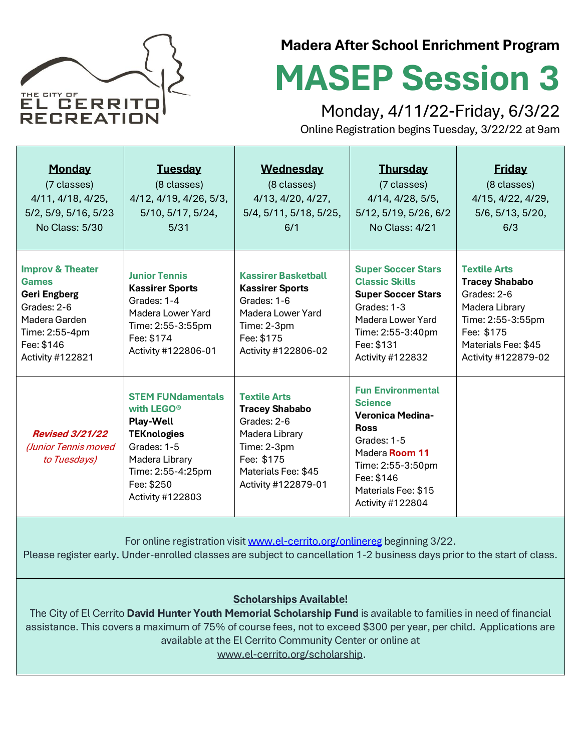THE CITY OF EL CERRITO RECREATION

**Madera After School Enrichment Program**

# MASEP Session 3

Monday, 4/11/22-Friday, 6/3/22

Online Registration begins Tuesday, 3/22/22 at 9am

| **Monday** (7 classes) 4/11, 4/18, 4/25, 5/2, 5/9, 5/16, 5/23 No Class: 5/30 | **Tuesday** (8 classes) 4/12, 4/19, 4/26, 5/3, 5/10, 5/17, 5/24, 5/31 | **Wednesday** (8 classes) 4/13, 4/20, 4/27, 5/4, 5/11, 5/18, 5/25, 6/1 | **Thursday** (7 classes) 4/14, 4/28, 5/5, 5/12, 5/19, 5/26, 6/2 No Class: 4/21 | **Friday** (8 classes) 4/15, 4/22, 4/29, 5/6, 5/13, 5/20, 6/3 |
|---|---|---|---|---|
| **Improv & Theater Games** **Geri Engberg** Grades: 2-6 Madera Garden Time: 2:55-4pm Fee: $146 Activity #122821 | **Junior Tennis** **Kassirer Sports** Grades: 1-4 Madera Lower Yard Time: 2:55-3:55pm Fee: $174 Activity #122806-01 | **Kassirer Basketball** **Kassirer Sports** Grades: 1-6 Madera Lower Yard Time: 2-3pm Fee: $175 Activity #122806-02 | **Super Soccer Stars Classic Skills** **Super Soccer Stars** Grades: 1-3 Madera Lower Yard Time: 2:55-3:40pm Fee: $131 Activity #122832 | **Textile Arts** **Tracey Shababo** Grades: 2-6 Madera Library Time: 2:55-3:55pm Fee: $175 Materials Fee: $45 Activity #122879-02 |
| ***Revised 3/21/22*** *(Junior Tennis moved to Tuesdays)* | **STEM FUNdamentals with LEGO®** **Play-Well TEKnologies** Grades: 1-5 Madera Library Time: 2:55-4:25pm Fee: $250 Activity #122803 | **Textile Arts** **Tracey Shababo** Grades: 2-6 Madera Library Time: 2-3pm Fee: $175 Materials Fee: $45 Activity #122879-01 | **Fun Environmental Science** **Veronica Medina-Ross** Grades: 1-5 Madera **Room 11** Time: 2:55-3:50pm Fee: $146 Materials Fee: $15 Activity #122804 | |

For online registration visit www.el-cerrito.org/onlinereg beginning 3/22.
Please register early. Under-enrolled classes are subject to cancellation 1-2 business days prior to the start of class.

**Scholarships Available!**

The City of El Cerrito **David Hunter Youth Memorial Scholarship Fund** is available to families in need of financial assistance. This covers a maximum of 75% of course fees, not to exceed $300 per year, per child. Applications are available at the El Cerrito Community Center or online at www.el-cerrito.org/scholarship.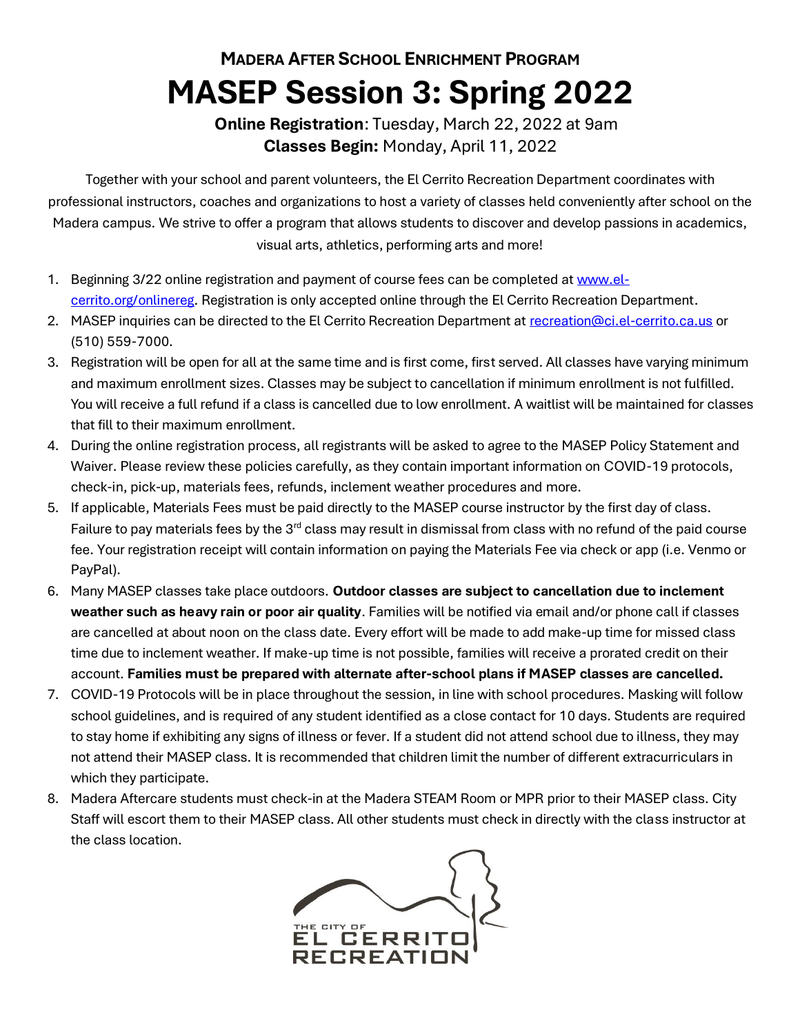**Madera After School Enrichment Program**

# MASEP Session 3: Spring 2022

**Online Registration**: Tuesday, March 22, 2022 at 9am
**Classes Begin:** Monday, April 11, 2022

Together with your school and parent volunteers, the El Cerrito Recreation Department coordinates with professional instructors, coaches and organizations to host a variety of classes held conveniently after school on the Madera campus. We strive to offer a program that allows students to discover and develop passions in academics, visual arts, athletics, performing arts and more!

1. Beginning 3/22 online registration and payment of course fees can be completed at [www.el-cerrito.org/onlinereg](www.el-cerrito.org/onlinereg). Registration is only accepted online through the El Cerrito Recreation Department.
2. MASEP inquiries can be directed to the El Cerrito Recreation Department at [recreation@ci.el-cerrito.ca.us](mailto:recreation@ci.el-cerrito.ca.us) or (510) 559-7000.
3. Registration will be open for all at the same time and is first come, first served. All classes have varying minimum and maximum enrollment sizes. Classes may be subject to cancellation if minimum enrollment is not fulfilled. You will receive a full refund if a class is cancelled due to low enrollment. A waitlist will be maintained for classes that fill to their maximum enrollment.
4. During the online registration process, all registrants will be asked to agree to the MASEP Policy Statement and Waiver. Please review these policies carefully, as they contain important information on COVID-19 protocols, check-in, pick-up, materials fees, refunds, inclement weather procedures and more.
5. If applicable, Materials Fees must be paid directly to the MASEP course instructor by the first day of class. Failure to pay materials fees by the 3rd class may result in dismissal from class with no refund of the paid course fee. Your registration receipt will contain information on paying the Materials Fee via check or app (i.e. Venmo or PayPal).
6. Many MASEP classes take place outdoors. **Outdoor classes are subject to cancellation due to inclement weather such as heavy rain or poor air quality**. Families will be notified via email and/or phone call if classes are cancelled at about noon on the class date. Every effort will be made to add make-up time for missed class time due to inclement weather. If make-up time is not possible, families will receive a prorated credit on their account. **Families must be prepared with alternate after-school plans if MASEP classes are cancelled.**
7. COVID-19 Protocols will be in place throughout the session, in line with school procedures. Masking will follow school guidelines, and is required of any student identified as a close contact for 10 days. Students are required to stay home if exhibiting any signs of illness or fever. If a student did not attend school due to illness, they may not attend their MASEP class. It is recommended that children limit the number of different extracurriculars in which they participate.
8. Madera Aftercare students must check-in at the Madera STEAM Room or MPR prior to their MASEP class. City Staff will escort them to their MASEP class. All other students must check in directly with the class instructor at the class location.

THE CITY OF
EL CERRITO
RECREATION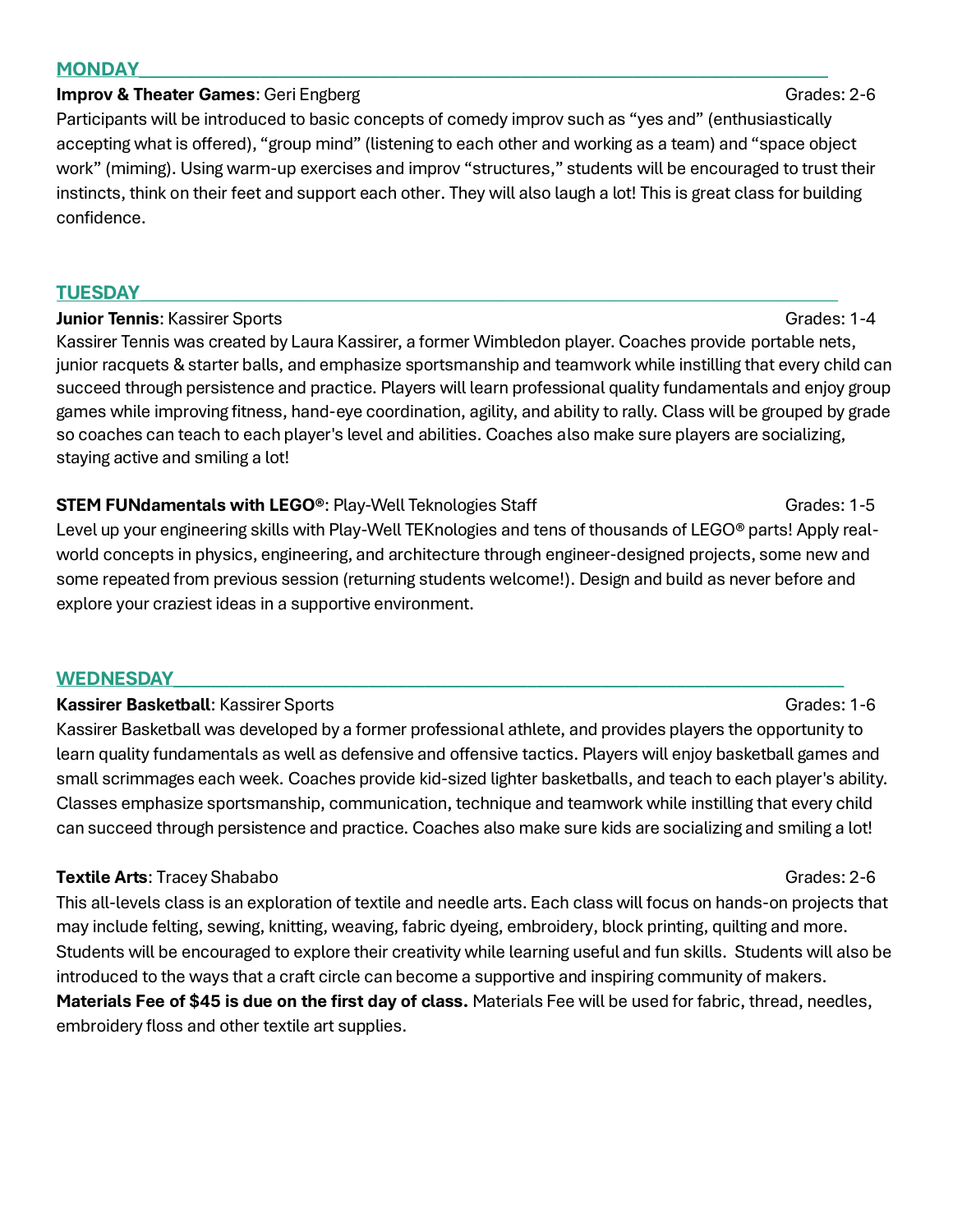## MONDAY

**Improv & Theater Games**: Geri Engberg — Grades: 2-6

Participants will be introduced to basic concepts of comedy improv such as "yes and" (enthusiastically accepting what is offered), "group mind" (listening to each other and working as a team) and "space object work" (miming). Using warm-up exercises and improv "structures," students will be encouraged to trust their instincts, think on their feet and support each other. They will also laugh a lot! This is great class for building confidence.

## TUESDAY

**Junior Tennis**: Kassirer Sports — Grades: 1-4

Kassirer Tennis was created by Laura Kassirer, a former Wimbledon player. Coaches provide portable nets, junior racquets & starter balls, and emphasize sportsmanship and teamwork while instilling that every child can succeed through persistence and practice. Players will learn professional quality fundamentals and enjoy group games while improving fitness, hand-eye coordination, agility, and ability to rally. Class will be grouped by grade so coaches can teach to each player's level and abilities. Coaches also make sure players are socializing, staying active and smiling a lot!

**STEM FUNdamentals with LEGO®**: Play-Well Teknologies Staff — Grades: 1-5

Level up your engineering skills with Play-Well TEKnologies and tens of thousands of LEGO® parts! Apply real-world concepts in physics, engineering, and architecture through engineer-designed projects, some new and some repeated from previous session (returning students welcome!). Design and build as never before and explore your craziest ideas in a supportive environment.

## WEDNESDAY

**Kassirer Basketball**: Kassirer Sports — Grades: 1-6

Kassirer Basketball was developed by a former professional athlete, and provides players the opportunity to learn quality fundamentals as well as defensive and offensive tactics. Players will enjoy basketball games and small scrimmages each week. Coaches provide kid-sized lighter basketballs, and teach to each player's ability. Classes emphasize sportsmanship, communication, technique and teamwork while instilling that every child can succeed through persistence and practice. Coaches also make sure kids are socializing and smiling a lot!

**Textile Arts**: Tracey Shababo — Grades: 2-6

This all-levels class is an exploration of textile and needle arts. Each class will focus on hands-on projects that may include felting, sewing, knitting, weaving, fabric dyeing, embroidery, block printing, quilting and more. Students will be encouraged to explore their creativity while learning useful and fun skills. Students will also be introduced to the ways that a craft circle can become a supportive and inspiring community of makers. **Materials Fee of $45 is due on the first day of class.** Materials Fee will be used for fabric, thread, needles, embroidery floss and other textile art supplies.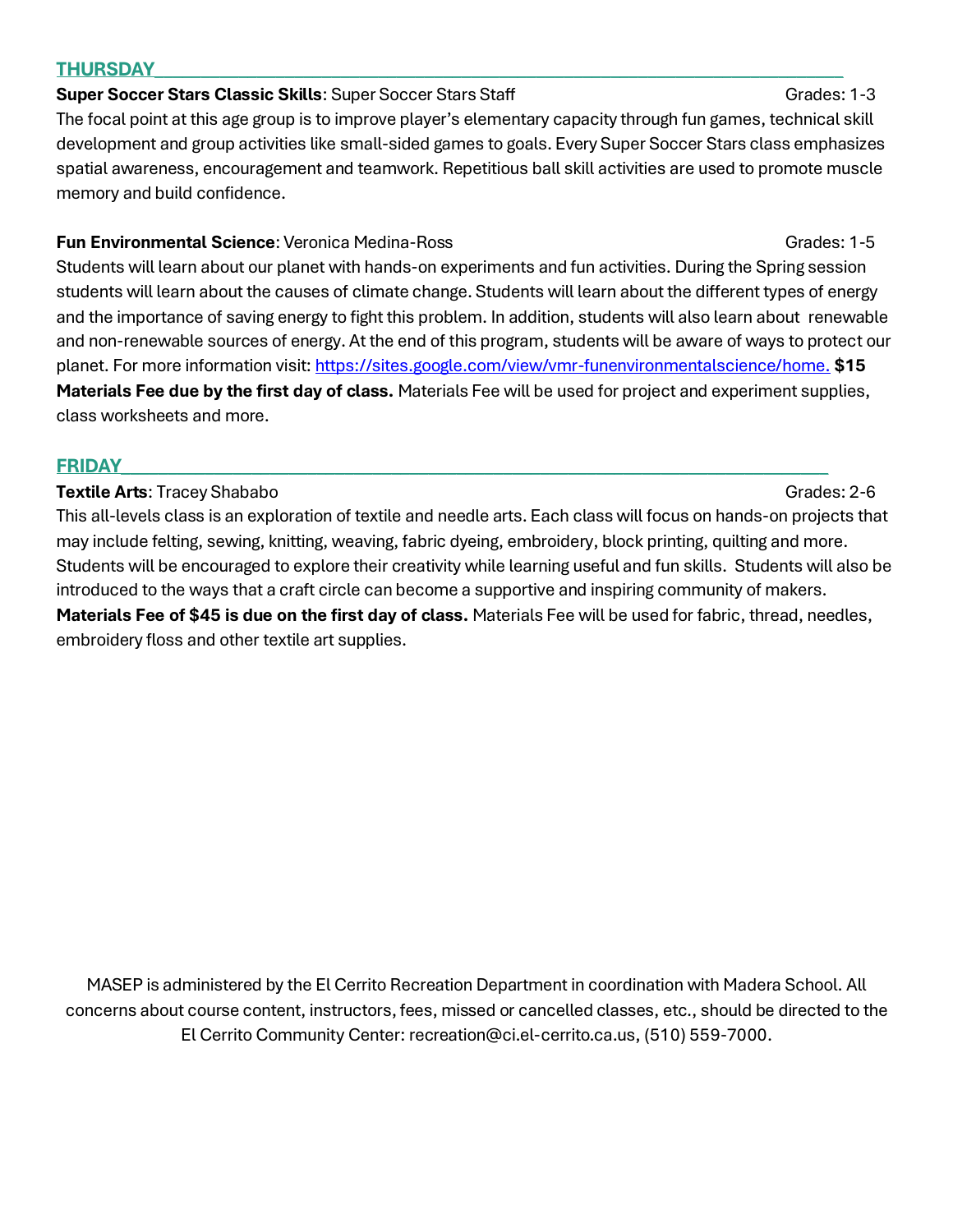## THURSDAY

**Super Soccer Stars Classic Skills**: Super Soccer Stars Staff — Grades: 1-3

The focal point at this age group is to improve player's elementary capacity through fun games, technical skill development and group activities like small-sided games to goals. Every Super Soccer Stars class emphasizes spatial awareness, encouragement and teamwork. Repetitious ball skill activities are used to promote muscle memory and build confidence.

**Fun Environmental Science**: Veronica Medina-Ross — Grades: 1-5

Students will learn about our planet with hands-on experiments and fun activities. During the Spring session students will learn about the causes of climate change. Students will learn about the different types of energy and the importance of saving energy to fight this problem. In addition, students will also learn about renewable and non-renewable sources of energy. At the end of this program, students will be aware of ways to protect our planet. For more information visit: https://sites.google.com/view/vmr-funenvironmentalscience/home. **$15 Materials Fee due by the first day of class.** Materials Fee will be used for project and experiment supplies, class worksheets and more.

## FRIDAY

**Textile Arts**: Tracey Shababo — Grades: 2-6

This all-levels class is an exploration of textile and needle arts. Each class will focus on hands-on projects that may include felting, sewing, knitting, weaving, fabric dyeing, embroidery, block printing, quilting and more. Students will be encouraged to explore their creativity while learning useful and fun skills. Students will also be introduced to the ways that a craft circle can become a supportive and inspiring community of makers. **Materials Fee of $45 is due on the first day of class.** Materials Fee will be used for fabric, thread, needles, embroidery floss and other textile art supplies.

MASEP is administered by the El Cerrito Recreation Department in coordination with Madera School. All concerns about course content, instructors, fees, missed or cancelled classes, etc., should be directed to the El Cerrito Community Center: recreation@ci.el-cerrito.ca.us, (510) 559-7000.